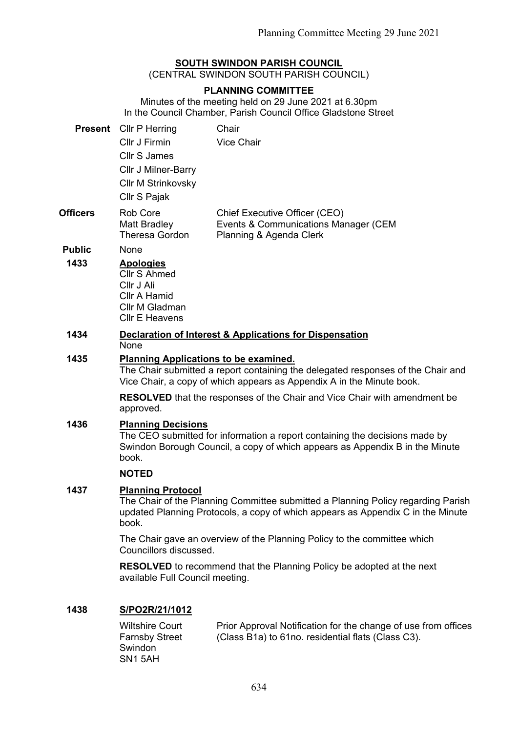**SOUTH SWINDON PARISH COUNCIL**
(CENTRAL SWINDON SOUTH PARISH COUNCIL)

**PLANNING COMMITTEE**

Minutes of the meeting held on 29 June 2021 at 6.30pm
In the Council Chamber, Parish Council Office Gladstone Street

| | | |
|---|---|---|
| **Present** | Cllr P Herring | Chair |
| | Cllr J Firmin | Vice Chair |
| | Cllr S James | |
| | Cllr J Milner-Barry | |
| | Cllr M Strinkovsky | |
| | Cllr S Pajak | |
| **Officers** | Rob Core | Chief Executive Officer (CEO) |
| | Matt Bradley | Events & Communications Manager (CEM |
| | Theresa Gordon | Planning & Agenda Clerk |
| **Public** | None | |

**1433 Apologies**

Cllr S Ahmed
Cllr J Ali
Cllr A Hamid
Cllr M Gladman
Cllr E Heavens

**1434 Declaration of Interest & Applications for Dispensation**

None

**1435 Planning Applications to be examined.**

The Chair submitted a report containing the delegated responses of the Chair and Vice Chair, a copy of which appears as Appendix A in the Minute book.

**RESOLVED** that the responses of the Chair and Vice Chair with amendment be approved.

**1436 Planning Decisions**

The CEO submitted for information a report containing the decisions made by Swindon Borough Council, a copy of which appears as Appendix B in the Minute book.

**NOTED**

**1437 Planning Protocol**

The Chair of the Planning Committee submitted a Planning Policy regarding Parish updated Planning Protocols, a copy of which appears as Appendix C in the Minute book.

The Chair gave an overview of the Planning Policy to the committee which Councillors discussed.

**RESOLVED** to recommend that the Planning Policy be adopted at the next available Full Council meeting.

**1438 S/PO2R/21/1012**

| | |
|---|---|
| Wiltshire Court<br>Farnsby Street<br>Swindon<br>SN1 5AH | Prior Approval Notification for the change of use from offices (Class B1a) to 61no. residential flats (Class C3). |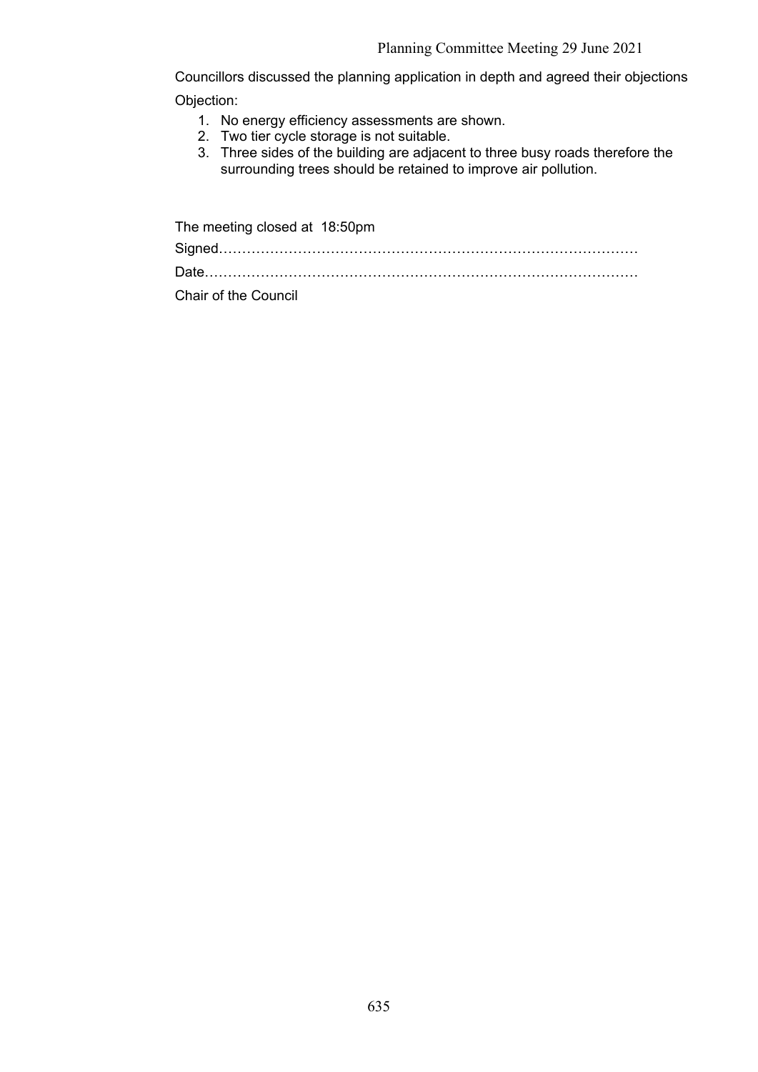Councillors discussed the planning application in depth and agreed their objections

Objection:

1. No energy efficiency assessments are shown.
2. Two tier cycle storage is not suitable.
3. Three sides of the building are adjacent to three busy roads therefore the surrounding trees should be retained to improve air pollution.

The meeting closed at 18:50pm

Signed………………………………………………………………………………

Date…………………………………………………………………………………

Chair of the Council